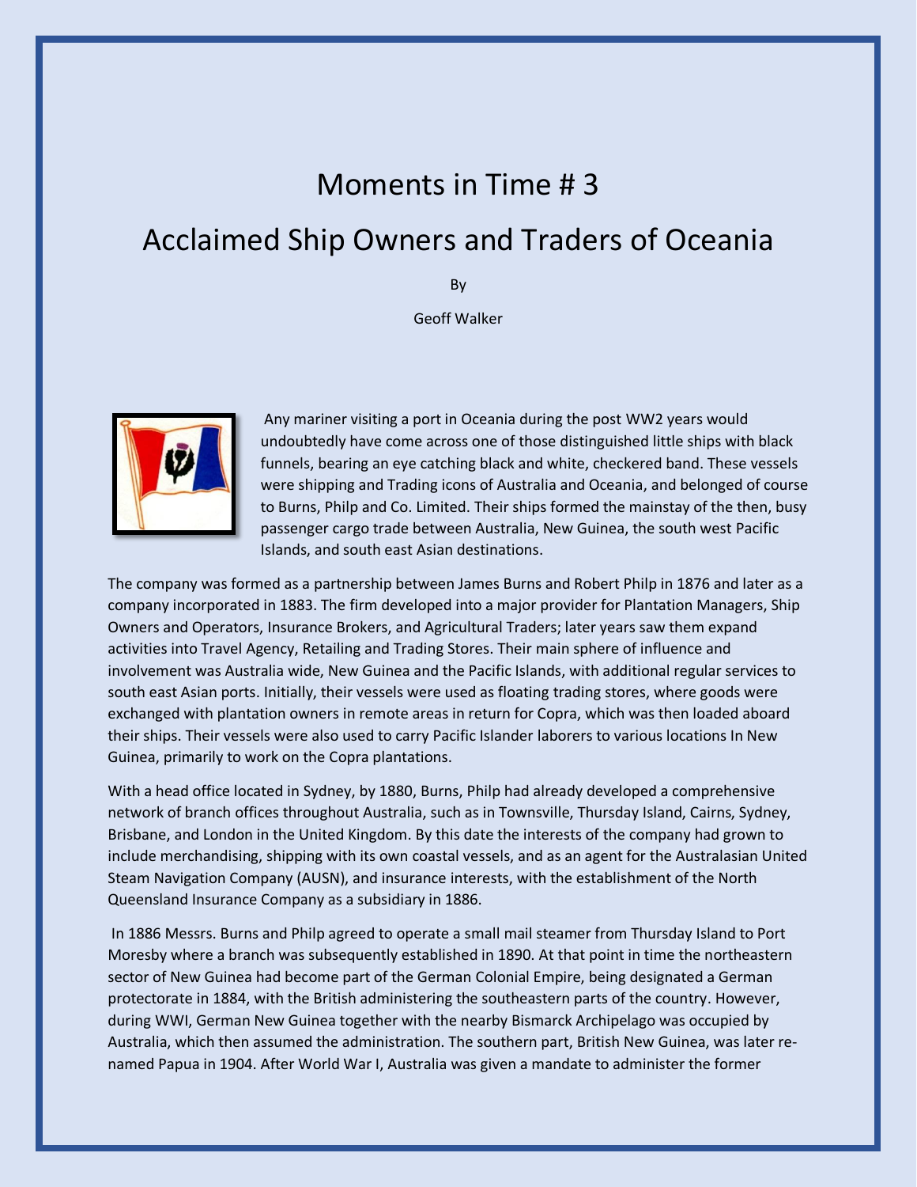# Moments in Time # 3

# Acclaimed Ship Owners and Traders of Oceania

By

Geoff Walker

Any mariner visiting a port in Oceania during the post WW2 years would undoubtedly have come across one of those distinguished little ships with black funnels, bearing an eye catching black and white, checkered band. These vessels were shipping and Trading icons of Australia and Oceania, and belonged of course to Burns, Philp and Co. Limited. Their ships formed the mainstay of the then, busy passenger cargo trade between Australia, New Guinea, the south west Pacific Islands, and south east Asian destinations.

The company was formed as a partnership between James Burns and Robert Philp in 1876 and later as a company incorporated in 1883. The firm developed into a major provider for Plantation Managers, Ship Owners and Operators, Insurance Brokers, and Agricultural Traders; later years saw them expand activities into Travel Agency, Retailing and Trading Stores. Their main sphere of influence and involvement was Australia wide, New Guinea and the Pacific Islands, with additional regular services to south east Asian ports. Initially, their vessels were used as floating trading stores, where goods were exchanged with plantation owners in remote areas in return for Copra, which was then loaded aboard their ships. Their vessels were also used to carry Pacific Islander laborers to various locations In New Guinea, primarily to work on the Copra plantations.

With a head office located in Sydney, by 1880, Burns, Philp had already developed a comprehensive network of branch offices throughout Australia, such as in Townsville, Thursday Island, Cairns, Sydney, Brisbane, and London in the United Kingdom. By this date the interests of the company had grown to include merchandising, shipping with its own coastal vessels, and as an agent for the Australasian United Steam Navigation Company (AUSN), and insurance interests, with the establishment of the North Queensland Insurance Company as a subsidiary in 1886.

In 1886 Messrs. Burns and Philp agreed to operate a small mail steamer from Thursday Island to Port Moresby where a branch was subsequently established in 1890. At that point in time the northeastern sector of New Guinea had become part of the German Colonial Empire, being designated a German protectorate in 1884, with the British administering the southeastern parts of the country. However, during WWI, German New Guinea together with the nearby Bismarck Archipelago was occupied by Australia, which then assumed the administration. The southern part, British New Guinea, was later re-named Papua in 1904. After World War I, Australia was given a mandate to administer the former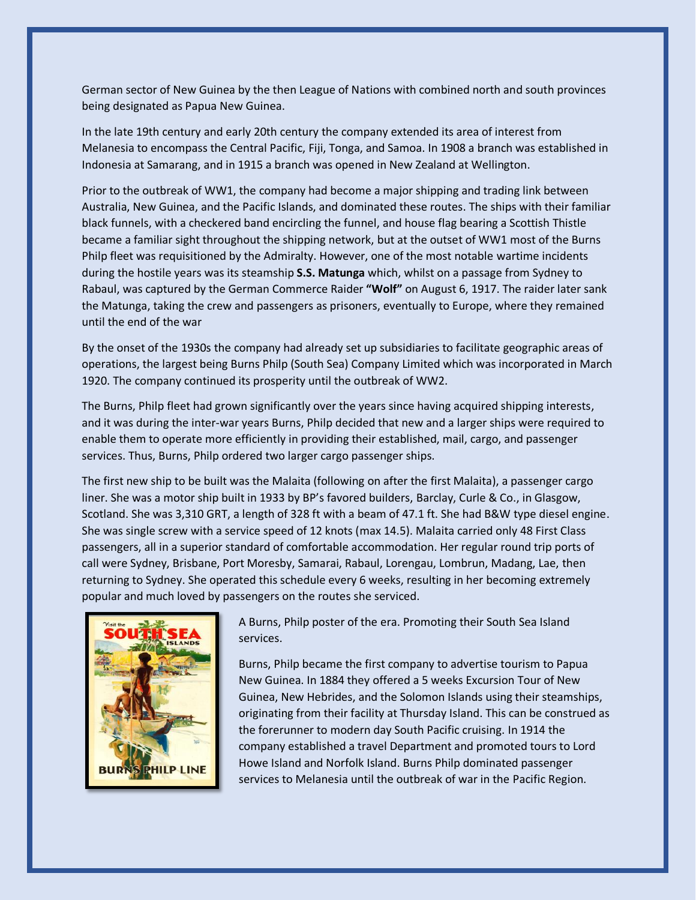German sector of New Guinea by the then League of Nations with combined north and south provinces being designated as Papua New Guinea.

In the late 19th century and early 20th century the company extended its area of interest from Melanesia to encompass the Central Pacific, Fiji, Tonga, and Samoa. In 1908 a branch was established in Indonesia at Samarang, and in 1915 a branch was opened in New Zealand at Wellington.

Prior to the outbreak of WW1, the company had become a major shipping and trading link between Australia, New Guinea, and the Pacific Islands, and dominated these routes. The ships with their familiar black funnels, with a checkered band encircling the funnel, and house flag bearing a Scottish Thistle became a familiar sight throughout the shipping network, but at the outset of WW1 most of the Burns Philp fleet was requisitioned by the Admiralty. However, one of the most notable wartime incidents during the hostile years was its steamship **S.S. Matunga** which, whilst on a passage from Sydney to Rabaul, was captured by the German Commerce Raider **"Wolf"** on August 6, 1917. The raider later sank the Matunga, taking the crew and passengers as prisoners, eventually to Europe, where they remained until the end of the war

By the onset of the 1930s the company had already set up subsidiaries to facilitate geographic areas of operations, the largest being Burns Philp (South Sea) Company Limited which was incorporated in March 1920. The company continued its prosperity until the outbreak of WW2.

The Burns, Philp fleet had grown significantly over the years since having acquired shipping interests, and it was during the inter-war years Burns, Philp decided that new and a larger ships were required to enable them to operate more efficiently in providing their established, mail, cargo, and passenger services. Thus, Burns, Philp ordered two larger cargo passenger ships.

The first new ship to be built was the Malaita (following on after the first Malaita), a passenger cargo liner. She was a motor ship built in 1933 by BP's favored builders, Barclay, Curle & Co., in Glasgow, Scotland. She was 3,310 GRT, a length of 328 ft with a beam of 47.1 ft. She had B&W type diesel engine. She was single screw with a service speed of 12 knots (max 14.5). Malaita carried only 48 First Class passengers, all in a superior standard of comfortable accommodation. Her regular round trip ports of call were Sydney, Brisbane, Port Moresby, Samarai, Rabaul, Lorengau, Lombrun, Madang, Lae, then returning to Sydney. She operated this schedule every 6 weeks, resulting in her becoming extremely popular and much loved by passengers on the routes she serviced.

A Burns, Philp poster of the era. Promoting their South Sea Island services.

Burns, Philp became the first company to advertise tourism to Papua New Guinea. In 1884 they offered a 5 weeks Excursion Tour of New Guinea, New Hebrides, and the Solomon Islands using their steamships, originating from their facility at Thursday Island. This can be construed as the forerunner to modern day South Pacific cruising. In 1914 the company established a travel Department and promoted tours to Lord Howe Island and Norfolk Island. Burns Philp dominated passenger services to Melanesia until the outbreak of war in the Pacific Region.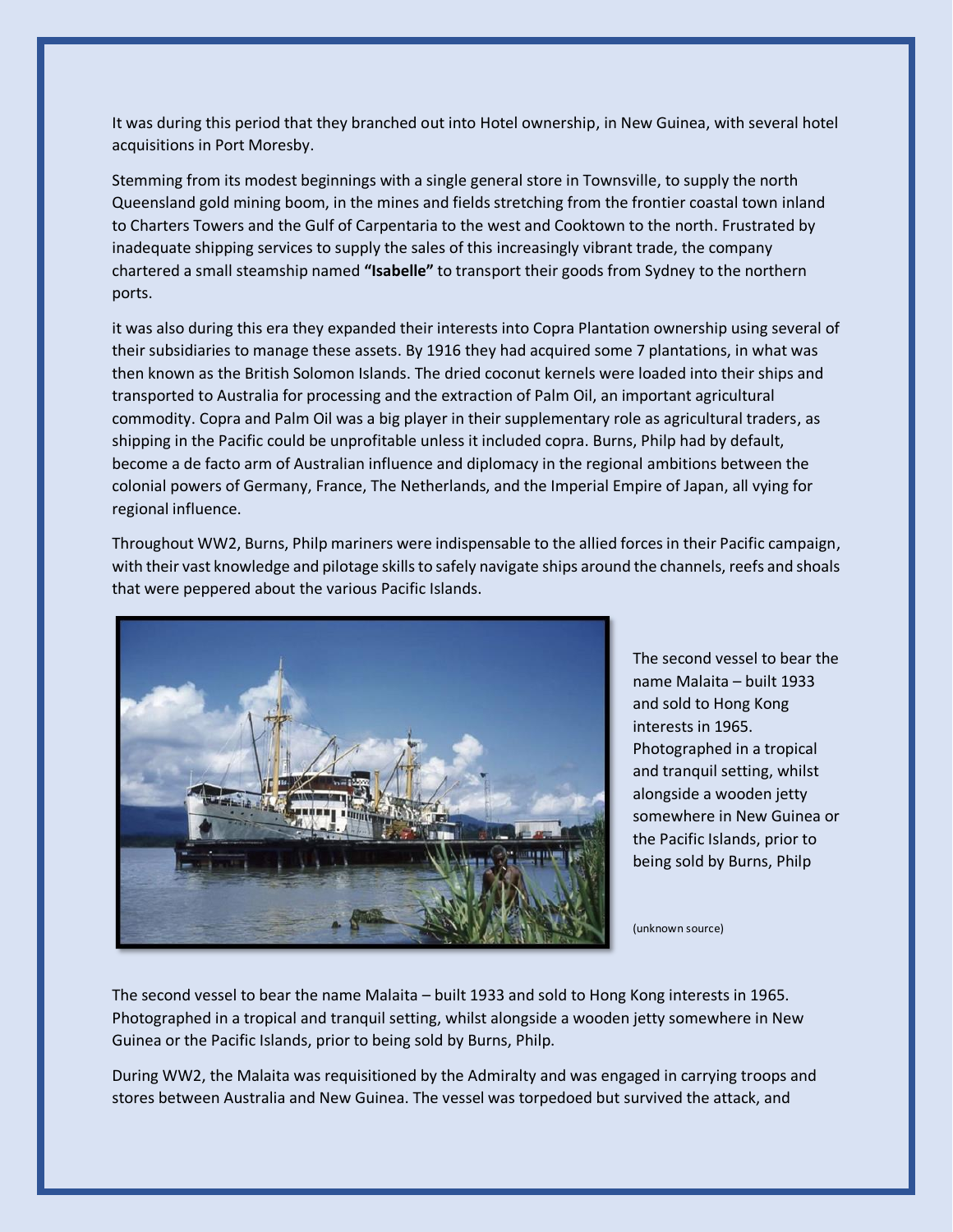It was during this period that they branched out into Hotel ownership, in New Guinea, with several hotel acquisitions in Port Moresby.

Stemming from its modest beginnings with a single general store in Townsville, to supply the north Queensland gold mining boom, in the mines and fields stretching from the frontier coastal town inland to Charters Towers and the Gulf of Carpentaria to the west and Cooktown to the north. Frustrated by inadequate shipping services to supply the sales of this increasingly vibrant trade, the company chartered a small steamship named **"Isabelle"** to transport their goods from Sydney to the northern ports.

it was also during this era they expanded their interests into Copra Plantation ownership using several of their subsidiaries to manage these assets. By 1916 they had acquired some 7 plantations, in what was then known as the British Solomon Islands. The dried coconut kernels were loaded into their ships and transported to Australia for processing and the extraction of Palm Oil, an important agricultural commodity. Copra and Palm Oil was a big player in their supplementary role as agricultural traders, as shipping in the Pacific could be unprofitable unless it included copra. Burns, Philp had by default, become a de facto arm of Australian influence and diplomacy in the regional ambitions between the colonial powers of Germany, France, The Netherlands, and the Imperial Empire of Japan, all vying for regional influence.

Throughout WW2, Burns, Philp mariners were indispensable to the allied forces in their Pacific campaign, with their vast knowledge and pilotage skills to safely navigate ships around the channels, reefs and shoals that were peppered about the various Pacific Islands.

The second vessel to bear the name Malaita – built 1933 and sold to Hong Kong interests in 1965. Photographed in a tropical and tranquil setting, whilst alongside a wooden jetty somewhere in New Guinea or the Pacific Islands, prior to being sold by Burns, Philp

(unknown source)

The second vessel to bear the name Malaita – built 1933 and sold to Hong Kong interests in 1965. Photographed in a tropical and tranquil setting, whilst alongside a wooden jetty somewhere in New Guinea or the Pacific Islands, prior to being sold by Burns, Philp.

During WW2, the Malaita was requisitioned by the Admiralty and was engaged in carrying troops and stores between Australia and New Guinea. The vessel was torpedoed but survived the attack, and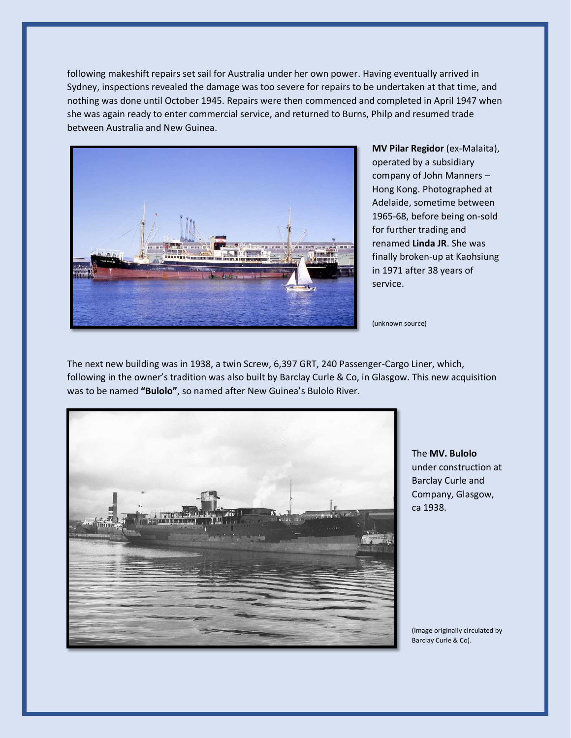following makeshift repairs set sail for Australia under her own power. Having eventually arrived in Sydney, inspections revealed the damage was too severe for repairs to be undertaken at that time, and nothing was done until October 1945. Repairs were then commenced and completed in April 1947 when she was again ready to enter commercial service, and returned to Burns, Philp and resumed trade between Australia and New Guinea.

**MV Pilar Regidor** (ex-Malaita), operated by a subsidiary company of John Manners – Hong Kong. Photographed at Adelaide, sometime between 1965-68, before being on-sold for further trading and renamed **Linda JR**. She was finally broken-up at Kaohsiung in 1971 after 38 years of service.

(unknown source)

The next new building was in 1938, a twin Screw, 6,397 GRT, 240 Passenger-Cargo Liner, which, following in the owner's tradition was also built by Barclay Curle & Co, in Glasgow. This new acquisition was to be named **"Bulolo"**, so named after New Guinea's Bulolo River.

The **MV. Bulolo** under construction at Barclay Curle and Company, Glasgow, ca 1938.

(Image originally circulated by Barclay Curle & Co).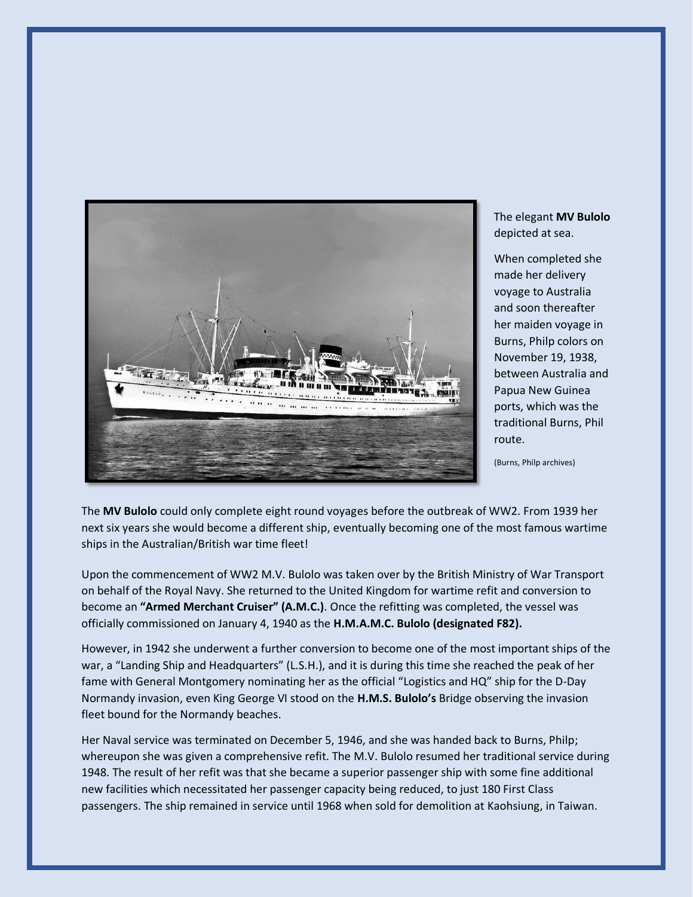The elegant **MV Bulolo** depicted at sea.

When completed she made her delivery voyage to Australia and soon thereafter her maiden voyage in Burns, Philp colors on November 19, 1938, between Australia and Papua New Guinea ports, which was the traditional Burns, Phil route.

(Burns, Philp archives)

The **MV Bulolo** could only complete eight round voyages before the outbreak of WW2. From 1939 her next six years she would become a different ship, eventually becoming one of the most famous wartime ships in the Australian/British war time fleet!

Upon the commencement of WW2 M.V. Bulolo was taken over by the British Ministry of War Transport on behalf of the Royal Navy. She returned to the United Kingdom for wartime refit and conversion to become an **"Armed Merchant Cruiser" (A.M.C.)**. Once the refitting was completed, the vessel was officially commissioned on January 4, 1940 as the **H.M.A.M.C. Bulolo (designated F82).**

However, in 1942 she underwent a further conversion to become one of the most important ships of the war, a "Landing Ship and Headquarters" (L.S.H.), and it is during this time she reached the peak of her fame with General Montgomery nominating her as the official "Logistics and HQ" ship for the D-Day Normandy invasion, even King George VI stood on the **H.M.S. Bulolo's** Bridge observing the invasion fleet bound for the Normandy beaches.

Her Naval service was terminated on December 5, 1946, and she was handed back to Burns, Philp; whereupon she was given a comprehensive refit. The M.V. Bulolo resumed her traditional service during 1948. The result of her refit was that she became a superior passenger ship with some fine additional new facilities which necessitated her passenger capacity being reduced, to just 180 First Class passengers. The ship remained in service until 1968 when sold for demolition at Kaohsiung, in Taiwan.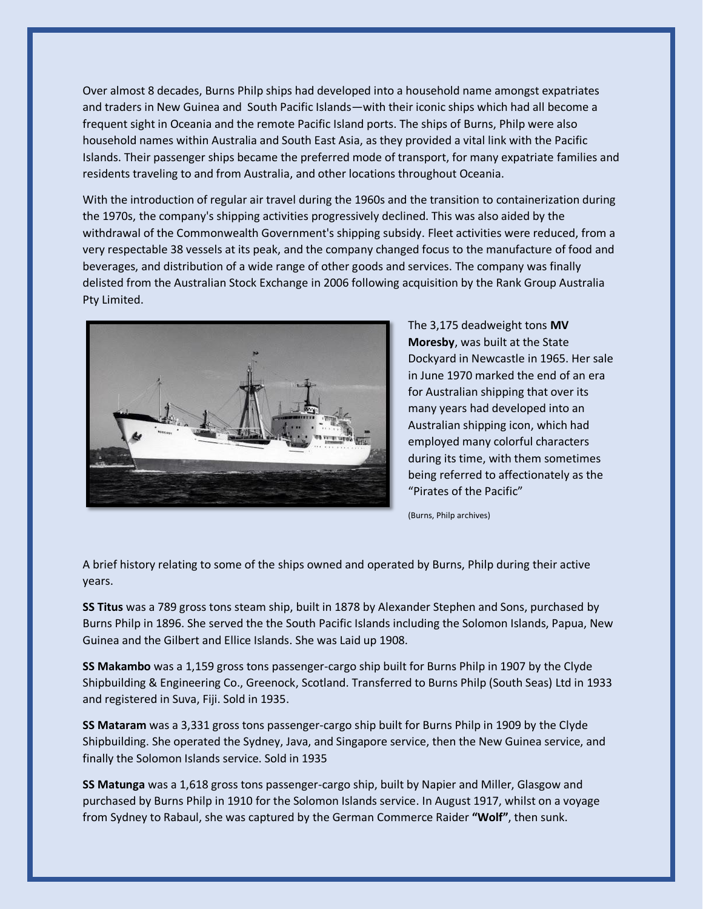Over almost 8 decades, Burns Philp ships had developed into a household name amongst expatriates and traders in New Guinea and South Pacific Islands—with their iconic ships which had all become a frequent sight in Oceania and the remote Pacific Island ports. The ships of Burns, Philp were also household names within Australia and South East Asia, as they provided a vital link with the Pacific Islands. Their passenger ships became the preferred mode of transport, for many expatriate families and residents traveling to and from Australia, and other locations throughout Oceania.

With the introduction of regular air travel during the 1960s and the transition to containerization during the 1970s, the company's shipping activities progressively declined. This was also aided by the withdrawal of the Commonwealth Government's shipping subsidy. Fleet activities were reduced, from a very respectable 38 vessels at its peak, and the company changed focus to the manufacture of food and beverages, and distribution of a wide range of other goods and services. The company was finally delisted from the Australian Stock Exchange in 2006 following acquisition by the Rank Group Australia Pty Limited.

The 3,175 deadweight tons **MV Moresby**, was built at the State Dockyard in Newcastle in 1965. Her sale in June 1970 marked the end of an era for Australian shipping that over its many years had developed into an Australian shipping icon, which had employed many colorful characters during its time, with them sometimes being referred to affectionately as the "Pirates of the Pacific"

(Burns, Philp archives)

A brief history relating to some of the ships owned and operated by Burns, Philp during their active years.

**SS Titus** was a 789 gross tons steam ship, built in 1878 by Alexander Stephen and Sons, purchased by Burns Philp in 1896. She served the the South Pacific Islands including the Solomon Islands, Papua, New Guinea and the Gilbert and Ellice Islands. She was Laid up 1908.

**SS Makambo** was a 1,159 gross tons passenger-cargo ship built for Burns Philp in 1907 by the Clyde Shipbuilding & Engineering Co., Greenock, Scotland. Transferred to Burns Philp (South Seas) Ltd in 1933 and registered in Suva, Fiji. Sold in 1935.

**SS Mataram** was a 3,331 gross tons passenger-cargo ship built for Burns Philp in 1909 by the Clyde Shipbuilding. She operated the Sydney, Java, and Singapore service, then the New Guinea service, and finally the Solomon Islands service. Sold in 1935

**SS Matunga** was a 1,618 gross tons passenger-cargo ship, built by Napier and Miller, Glasgow and purchased by Burns Philp in 1910 for the Solomon Islands service. In August 1917, whilst on a voyage from Sydney to Rabaul, she was captured by the German Commerce Raider **"Wolf"**, then sunk.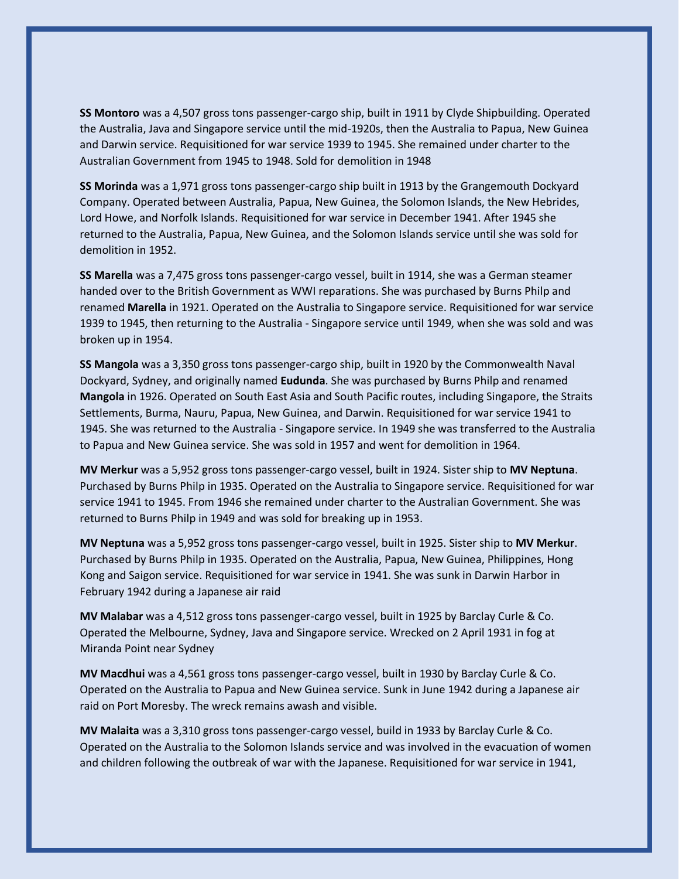**SS Montoro** was a 4,507 gross tons passenger-cargo ship, built in 1911 by Clyde Shipbuilding. Operated the Australia, Java and Singapore service until the mid-1920s, then the Australia to Papua, New Guinea and Darwin service. Requisitioned for war service 1939 to 1945. She remained under charter to the Australian Government from 1945 to 1948. Sold for demolition in 1948

**SS Morinda** was a 1,971 gross tons passenger-cargo ship built in 1913 by the Grangemouth Dockyard Company. Operated between Australia, Papua, New Guinea, the Solomon Islands, the New Hebrides, Lord Howe, and Norfolk Islands. Requisitioned for war service in December 1941. After 1945 she returned to the Australia, Papua, New Guinea, and the Solomon Islands service until she was sold for demolition in 1952.

**SS Marella** was a 7,475 gross tons passenger-cargo vessel, built in 1914, she was a German steamer handed over to the British Government as WWI reparations. She was purchased by Burns Philp and renamed **Marella** in 1921. Operated on the Australia to Singapore service. Requisitioned for war service 1939 to 1945, then returning to the Australia - Singapore service until 1949, when she was sold and was broken up in 1954.

**SS Mangola** was a 3,350 gross tons passenger-cargo ship, built in 1920 by the Commonwealth Naval Dockyard, Sydney, and originally named **Eudunda**. She was purchased by Burns Philp and renamed **Mangola** in 1926. Operated on South East Asia and South Pacific routes, including Singapore, the Straits Settlements, Burma, Nauru, Papua, New Guinea, and Darwin. Requisitioned for war service 1941 to 1945. She was returned to the Australia - Singapore service. In 1949 she was transferred to the Australia to Papua and New Guinea service. She was sold in 1957 and went for demolition in 1964.

**MV Merkur** was a 5,952 gross tons passenger-cargo vessel, built in 1924. Sister ship to **MV Neptuna**. Purchased by Burns Philp in 1935. Operated on the Australia to Singapore service. Requisitioned for war service 1941 to 1945. From 1946 she remained under charter to the Australian Government. She was returned to Burns Philp in 1949 and was sold for breaking up in 1953.

**MV Neptuna** was a 5,952 gross tons passenger-cargo vessel, built in 1925. Sister ship to **MV Merkur**. Purchased by Burns Philp in 1935. Operated on the Australia, Papua, New Guinea, Philippines, Hong Kong and Saigon service. Requisitioned for war service in 1941. She was sunk in Darwin Harbor in February 1942 during a Japanese air raid

**MV Malabar** was a 4,512 gross tons passenger-cargo vessel, built in 1925 by Barclay Curle & Co. Operated the Melbourne, Sydney, Java and Singapore service. Wrecked on 2 April 1931 in fog at Miranda Point near Sydney

**MV Macdhui** was a 4,561 gross tons passenger-cargo vessel, built in 1930 by Barclay Curle & Co. Operated on the Australia to Papua and New Guinea service. Sunk in June 1942 during a Japanese air raid on Port Moresby. The wreck remains awash and visible.

**MV Malaita** was a 3,310 gross tons passenger-cargo vessel, build in 1933 by Barclay Curle & Co. Operated on the Australia to the Solomon Islands service and was involved in the evacuation of women and children following the outbreak of war with the Japanese. Requisitioned for war service in 1941,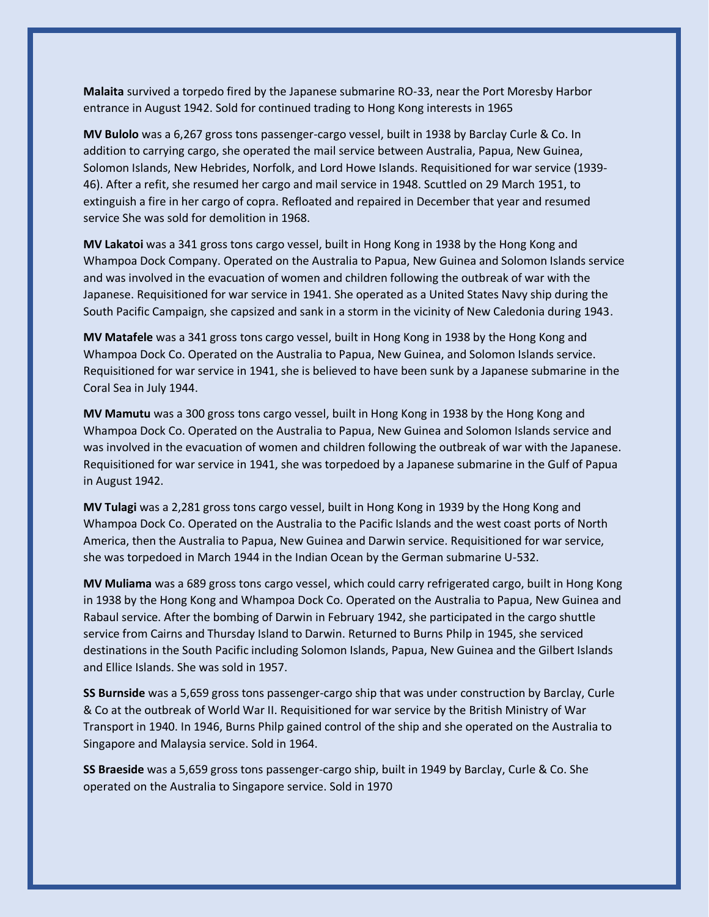**Malaita** survived a torpedo fired by the Japanese submarine RO-33, near the Port Moresby Harbor entrance in August 1942. Sold for continued trading to Hong Kong interests in 1965

**MV Bulolo** was a 6,267 gross tons passenger-cargo vessel, built in 1938 by Barclay Curle & Co. In addition to carrying cargo, she operated the mail service between Australia, Papua, New Guinea, Solomon Islands, New Hebrides, Norfolk, and Lord Howe Islands. Requisitioned for war service (1939-46). After a refit, she resumed her cargo and mail service in 1948. Scuttled on 29 March 1951, to extinguish a fire in her cargo of copra. Refloated and repaired in December that year and resumed service She was sold for demolition in 1968.

**MV Lakatoi** was a 341 gross tons cargo vessel, built in Hong Kong in 1938 by the Hong Kong and Whampoa Dock Company. Operated on the Australia to Papua, New Guinea and Solomon Islands service and was involved in the evacuation of women and children following the outbreak of war with the Japanese. Requisitioned for war service in 1941. She operated as a United States Navy ship during the South Pacific Campaign, she capsized and sank in a storm in the vicinity of New Caledonia during 1943.

**MV Matafele** was a 341 gross tons cargo vessel, built in Hong Kong in 1938 by the Hong Kong and Whampoa Dock Co. Operated on the Australia to Papua, New Guinea, and Solomon Islands service. Requisitioned for war service in 1941, she is believed to have been sunk by a Japanese submarine in the Coral Sea in July 1944.

**MV Mamutu** was a 300 gross tons cargo vessel, built in Hong Kong in 1938 by the Hong Kong and Whampoa Dock Co. Operated on the Australia to Papua, New Guinea and Solomon Islands service and was involved in the evacuation of women and children following the outbreak of war with the Japanese. Requisitioned for war service in 1941, she was torpedoed by a Japanese submarine in the Gulf of Papua in August 1942.

**MV Tulagi** was a 2,281 gross tons cargo vessel, built in Hong Kong in 1939 by the Hong Kong and Whampoa Dock Co. Operated on the Australia to the Pacific Islands and the west coast ports of North America, then the Australia to Papua, New Guinea and Darwin service. Requisitioned for war service, she was torpedoed in March 1944 in the Indian Ocean by the German submarine U-532.

**MV Muliama** was a 689 gross tons cargo vessel, which could carry refrigerated cargo, built in Hong Kong in 1938 by the Hong Kong and Whampoa Dock Co. Operated on the Australia to Papua, New Guinea and Rabaul service. After the bombing of Darwin in February 1942, she participated in the cargo shuttle service from Cairns and Thursday Island to Darwin. Returned to Burns Philp in 1945, she serviced destinations in the South Pacific including Solomon Islands, Papua, New Guinea and the Gilbert Islands and Ellice Islands. She was sold in 1957.

**SS Burnside** was a 5,659 gross tons passenger-cargo ship that was under construction by Barclay, Curle & Co at the outbreak of World War II. Requisitioned for war service by the British Ministry of War Transport in 1940. In 1946, Burns Philp gained control of the ship and she operated on the Australia to Singapore and Malaysia service. Sold in 1964.

**SS Braeside** was a 5,659 gross tons passenger-cargo ship, built in 1949 by Barclay, Curle & Co. She operated on the Australia to Singapore service. Sold in 1970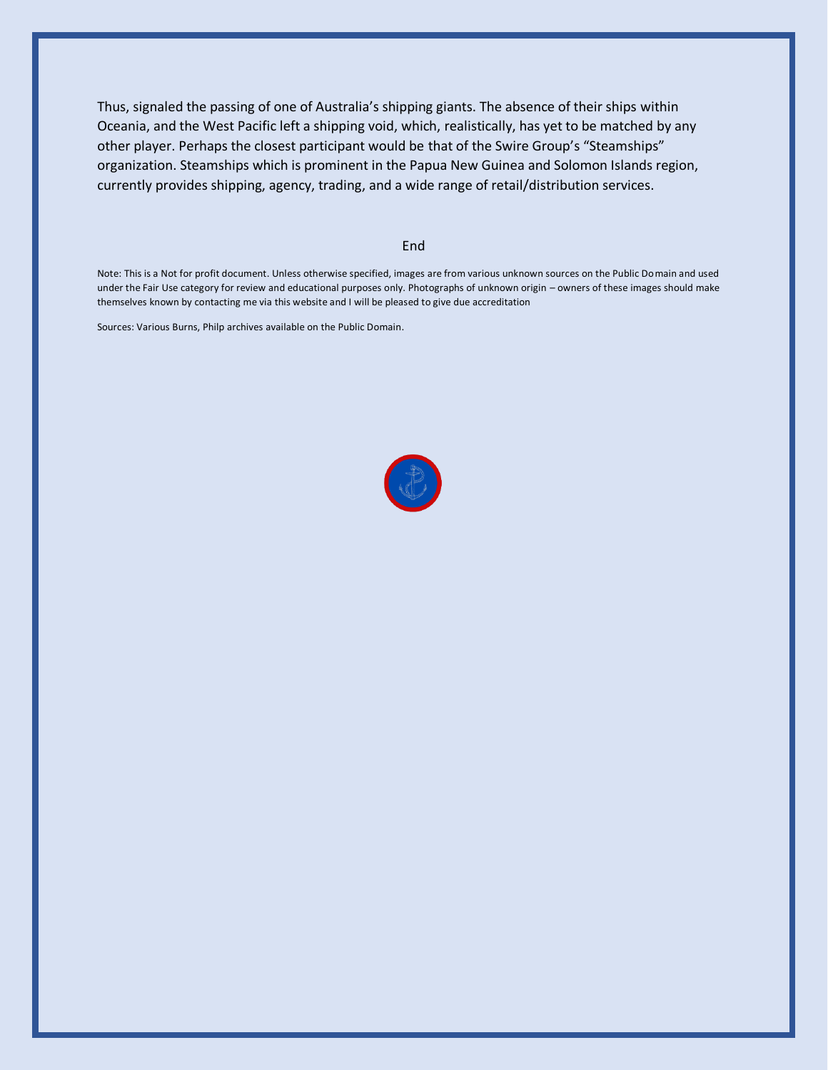Thus, signaled the passing of one of Australia's shipping giants. The absence of their ships within Oceania, and the West Pacific left a shipping void, which, realistically, has yet to be matched by any other player. Perhaps the closest participant would be that of the Swire Group's "Steamships" organization. Steamships which is prominent in the Papua New Guinea and Solomon Islands region, currently provides shipping, agency, trading, and a wide range of retail/distribution services.

End

Note: This is a Not for profit document. Unless otherwise specified, images are from various unknown sources on the Public Domain and used under the Fair Use category for review and educational purposes only. Photographs of unknown origin – owners of these images should make themselves known by contacting me via this website and I will be pleased to give due accreditation

Sources: Various Burns, Philp archives available on the Public Domain.